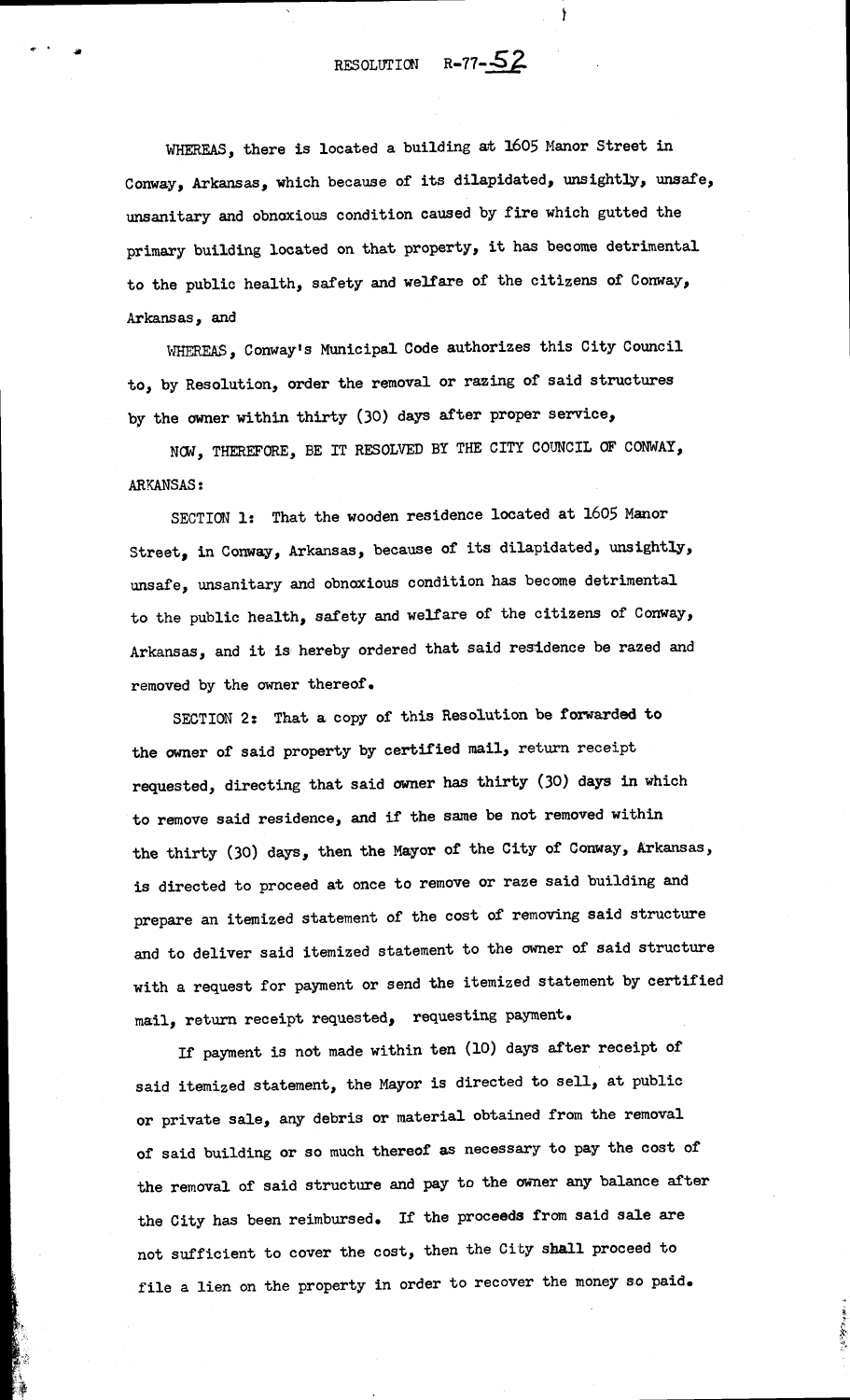# RESOLUTION R-77-52

WHEREAS, there is located a building at 1605 Manor Street in Conway, Arkansas, which because of its dilapidated, unsightly, unsafe, unsanitary and obnoxious condition caused by fire which gutted the primary building located on that property, it has become detrimental to the public health, safety and welfare of the citizens of Conway, Arkansas, and

WHEREAS, Conway's Municipal Code authorizes this City Council to, by Resolution, order the removal or razing of said structures by the owner within thirty (30) days after proper service,

NOW, THEREFORE, BE IT RESOLVED BY THE CITY COUNCIL OF CONWAY, ARKANSAS:

SECTION 1: That the wooden residence located at 1605 Manor Street, in Conway, Arkansas, because of its dilapidated, unsightly, unsafe, unsanitary and obnoxious condition has become detrimental to the public health, safety and welfare of the citizens of Conway, Arkansas, and it is hereby ordered that said residence be razed and removed by the owner thereof.

SECTION 2: That a copy of this Resolution be forwarded to the owner of said property by certified mail, return receipt requested, directing that said owner has thirty (30) days in which to remove said residence, and if the same be not removed within the thirty (30) days, then the Mayor of the City of Conway, Arkansas, is directed to proceed at once to remove or raze said building and prepare an itemized statement of the cost of removing said structure and to deliver said itemized statement to the owner of said structure with a request for payment or send the itemized statement by certified mail, return receipt requested, requesting payment.

If payment is not made within ten (10) days after receipt of said itemized statement, the Mayor is directed to sell, at public or private sale, any debris or material obtained from the removal of said building or so much thereof as necessary to pay the cost of the removal of said structure and pay to the owner any balance after the City has been reimbursed. If the proceeds from said sale are not sufficient to cover the cost, then the City shall proceed to file a lien on the property in order to recover the money so paid.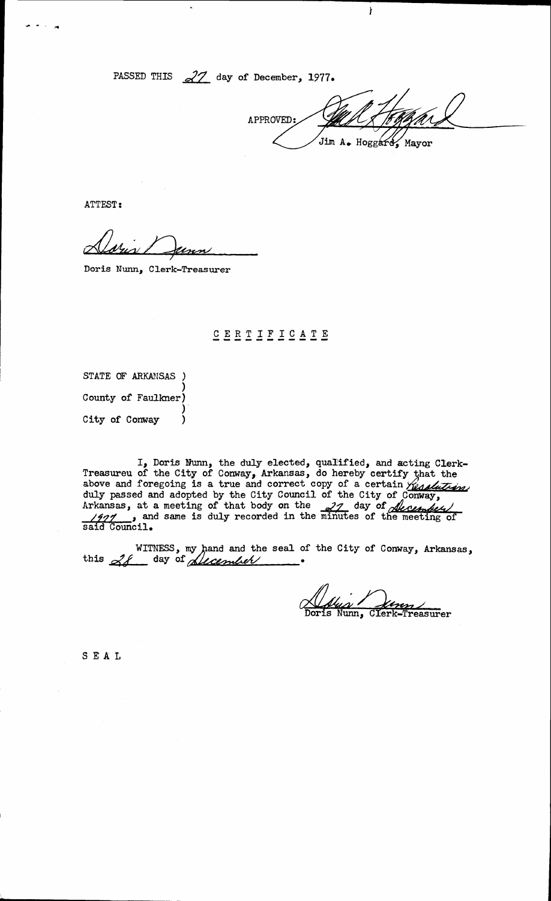PASSED THIS 27 day of December, 1977.

APPROVED: Jim A. Hoggard

Jim A. Hoggard, Mayor

ATTEST:

Doris Nunn

Doris Nunn, Clerk-Treasurer

## C E R T I F I C A T E

STATE OF ARKANSAS )
County of Faulkner)
City of Conway )

I, Doris Nunn, the duly elected, qualified, and acting Clerk-Treasureu of the City of Conway, Arkansas, do hereby certify that the above and foregoing is a true and correct copy of a certain Resolution duly passed and adopted by the City Council of the City of Conway, Arkansas, at a meeting of that body on the 27 day of December 1977, and same is duly recorded in the minutes of the meeting of said Council.

WITNESS, my hand and the seal of the City of Conway, Arkansas, this 28 day of December.

Doris Nunn

Doris Nunn, Clerk-Treasurer

S E A L